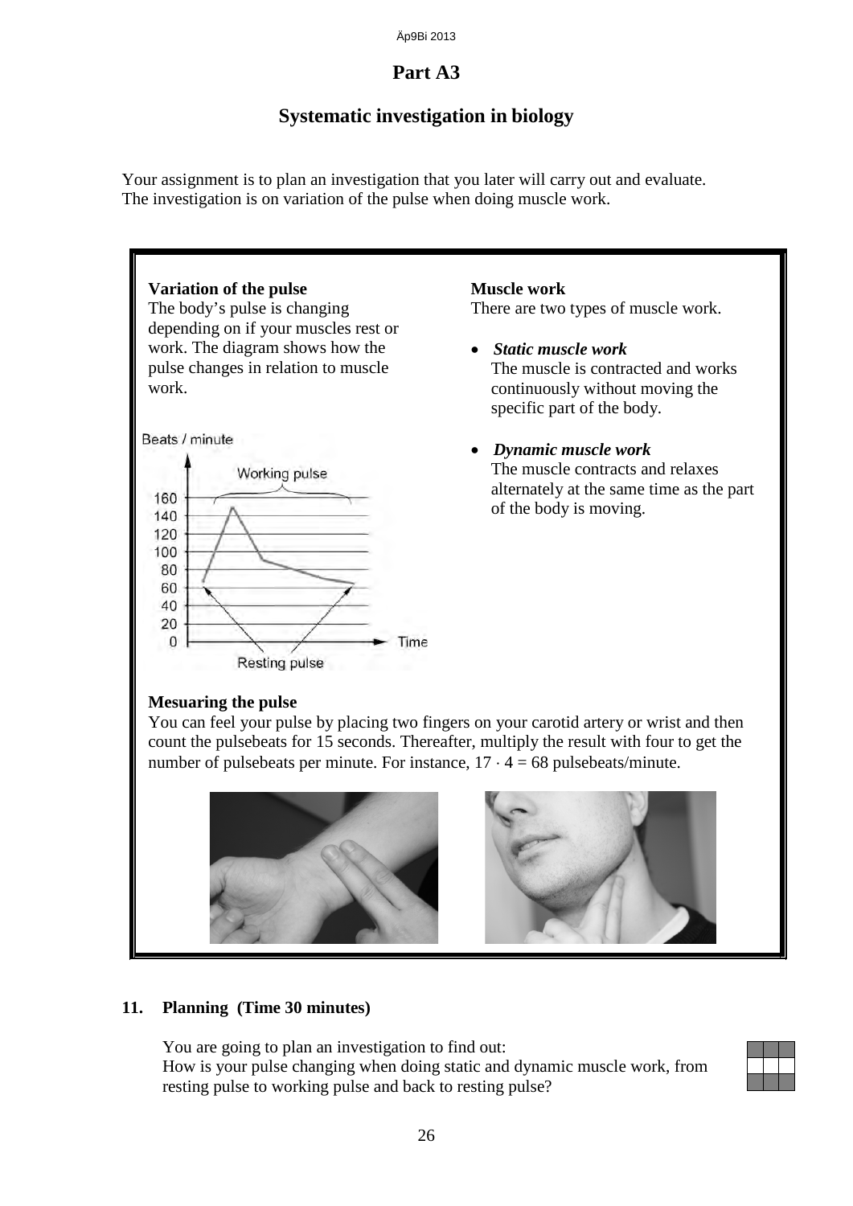# Part A3

## Systematic investigation in biology

Your assignment is to plan an investigation that you later will carry out and evaluate. The investigation is on variation of the pulse when doing muscle work.

**Variation of the pulse**

The body's pulse is changing depending on if your muscles rest or work. The diagram shows how the pulse changes in relation to muscle work.

**Muscle work**

There are two types of muscle work.

- ***Static muscle work***
  The muscle is contracted and works continuously without moving the specific part of the body.
- ***Dynamic muscle work***
  The muscle contracts and relaxes alternately at the same time as the part of the body is moving.

**Mesuaring the pulse**

You can feel your pulse by placing two fingers on your carotid artery or wrist and then count the pulsebeats for 15 seconds. Thereafter, multiply the result with four to get the number of pulsebeats per minute. For instance, $17 \cdot 4 = 68$ pulsebeats/minute.

**11. Planning (Time 30 minutes)**

You are going to plan an investigation to find out:
How is your pulse changing when doing static and dynamic muscle work, from resting pulse to working pulse and back to resting pulse?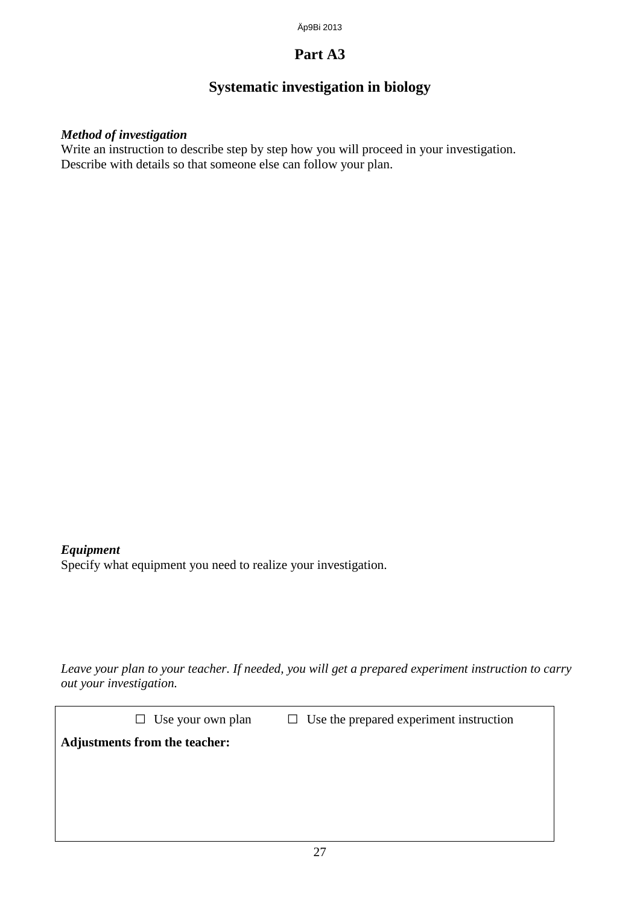# Part A3

## Systematic investigation in biology

***Method of investigation***

Write an instruction to describe step by step how you will proceed in your investigation. Describe with details so that someone else can follow your plan.

***Equipment***

Specify what equipment you need to realize your investigation.

*Leave your plan to your teacher. If needed, you will get a prepared experiment instruction to carry out your investigation.*

☐ Use your own plan ☐ Use the prepared experiment instruction

**Adjustments from the teacher:**